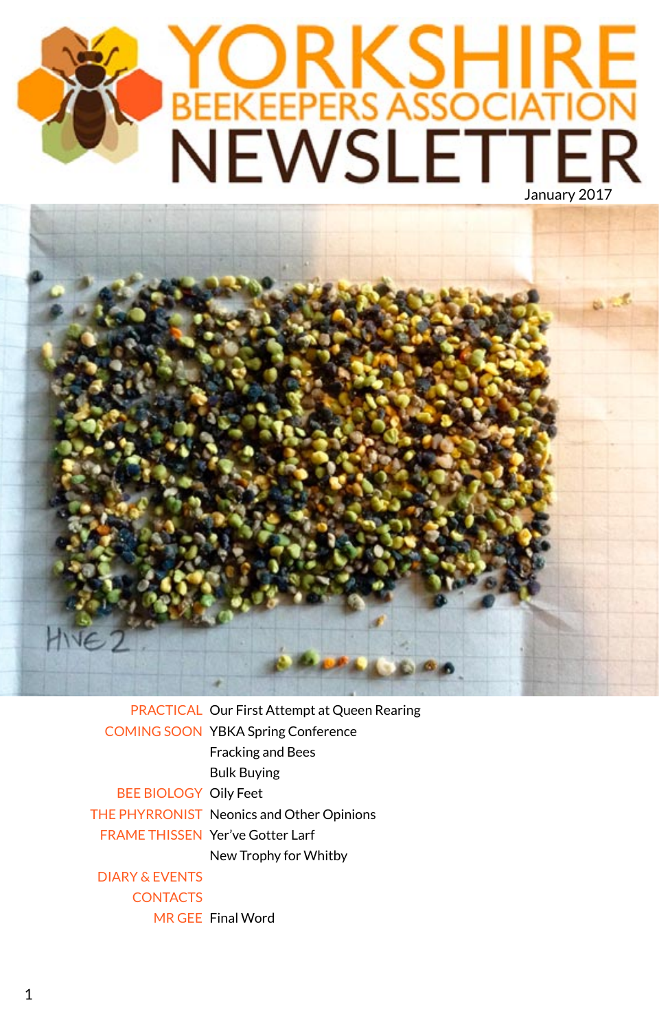# YORKSHIRE BEEKEEPERS ASSOCIATION NEWSLETTER

January 2017

HIVE 2

| | |
|---|---|
| PRACTICAL | Our First Attempt at Queen Rearing |
| COMING SOON | YBKA Spring Conference |
| | Fracking and Bees |
| | Bulk Buying |
| BEE BIOLOGY | Oily Feet |
| THE PHYRRONIST | Neonics and Other Opinions |
| FRAME THISSEN | Yer've Gotter Larf |
| | New Trophy for Whitby |
| DIARY & EVENTS | |
| CONTACTS | |
| MR GEE | Final Word |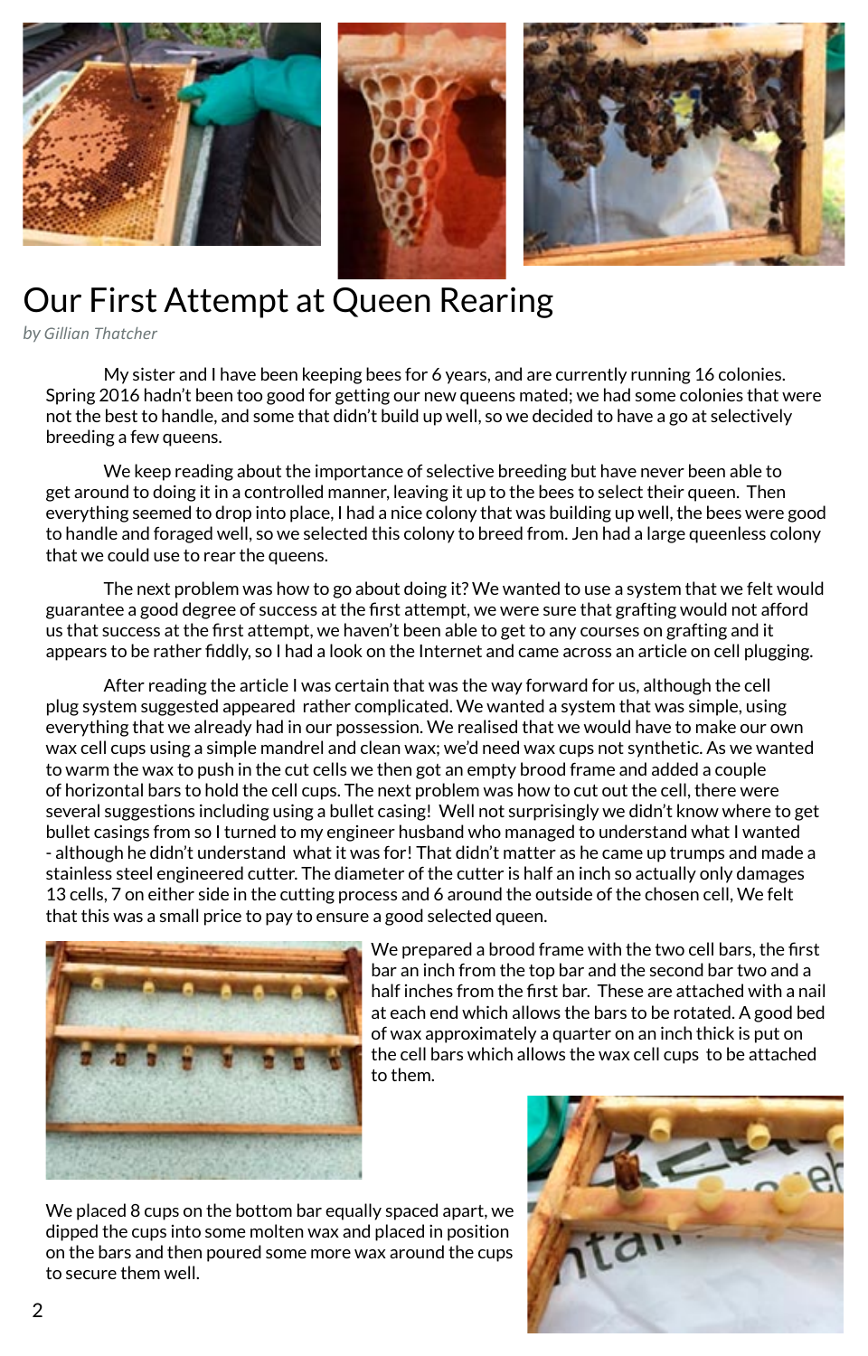# Our First Attempt at Queen Rearing

*by Gillian Thatcher*

My sister and I have been keeping bees for 6 years, and are currently running 16 colonies. Spring 2016 hadn't been too good for getting our new queens mated; we had some colonies that were not the best to handle, and some that didn't build up well, so we decided to have a go at selectively breeding a few queens.

We keep reading about the importance of selective breeding but have never been able to get around to doing it in a controlled manner, leaving it up to the bees to select their queen. Then everything seemed to drop into place, I had a nice colony that was building up well, the bees were good to handle and foraged well, so we selected this colony to breed from. Jen had a large queenless colony that we could use to rear the queens.

The next problem was how to go about doing it? We wanted to use a system that we felt would guarantee a good degree of success at the first attempt, we were sure that grafting would not afford us that success at the first attempt, we haven't been able to get to any courses on grafting and it appears to be rather fiddly, so I had a look on the Internet and came across an article on cell plugging.

After reading the article I was certain that was the way forward for us, although the cell plug system suggested appeared rather complicated. We wanted a system that was simple, using everything that we already had in our possession. We realised that we would have to make our own wax cell cups using a simple mandrel and clean wax; we'd need wax cups not synthetic. As we wanted to warm the wax to push in the cut cells we then got an empty brood frame and added a couple of horizontal bars to hold the cell cups. The next problem was how to cut out the cell, there were several suggestions including using a bullet casing! Well not surprisingly we didn't know where to get bullet casings from so I turned to my engineer husband who managed to understand what I wanted - although he didn't understand what it was for! That didn't matter as he came up trumps and made a stainless steel engineered cutter. The diameter of the cutter is half an inch so actually only damages 13 cells, 7 on either side in the cutting process and 6 around the outside of the chosen cell, We felt that this was a small price to pay to ensure a good selected queen.

We prepared a brood frame with the two cell bars, the first bar an inch from the top bar and the second bar two and a half inches from the first bar. These are attached with a nail at each end which allows the bars to be rotated. A good bed of wax approximately a quarter on an inch thick is put on the cell bars which allows the wax cell cups to be attached to them.

We placed 8 cups on the bottom bar equally spaced apart, we dipped the cups into some molten wax and placed in position on the bars and then poured some more wax around the cups to secure them well.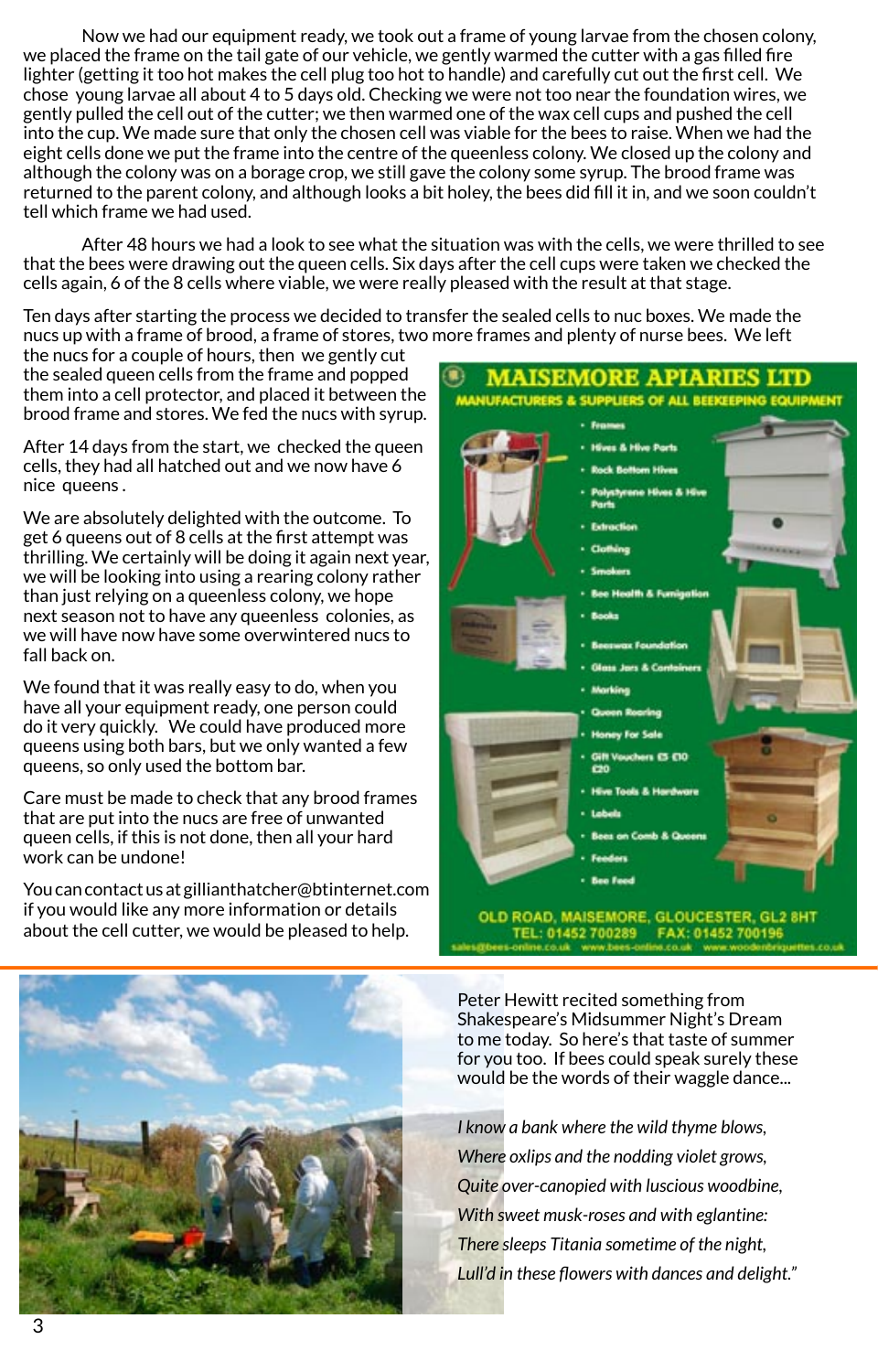Now we had our equipment ready, we took out a frame of young larvae from the chosen colony, we placed the frame on the tail gate of our vehicle, we gently warmed the cutter with a gas filled fire lighter (getting it too hot makes the cell plug too hot to handle) and carefully cut out the first cell. We chose young larvae all about 4 to 5 days old. Checking we were not too near the foundation wires, we gently pulled the cell out of the cutter; we then warmed one of the wax cell cups and pushed the cell into the cup. We made sure that only the chosen cell was viable for the bees to raise. When we had the eight cells done we put the frame into the centre of the queenless colony. We closed up the colony and although the colony was on a borage crop, we still gave the colony some syrup. The brood frame was returned to the parent colony, and although looks a bit holey, the bees did fill it in, and we soon couldn't tell which frame we had used.

After 48 hours we had a look to see what the situation was with the cells, we were thrilled to see that the bees were drawing out the queen cells. Six days after the cell cups were taken we checked the cells again, 6 of the 8 cells where viable, we were really pleased with the result at that stage.

Ten days after starting the process we decided to transfer the sealed cells to nuc boxes. We made the nucs up with a frame of brood, a frame of stores, two more frames and plenty of nurse bees. We left the nucs for a couple of hours, then we gently cut the sealed queen cells from the frame and popped them into a cell protector, and placed it between the brood frame and stores. We fed the nucs with syrup.

After 14 days from the start, we checked the queen cells, they had all hatched out and we now have 6 nice queens.

We are absolutely delighted with the outcome. To get 6 queens out of 8 cells at the first attempt was thrilling. We certainly will be doing it again next year, we will be looking into using a rearing colony rather than just relying on a queenless colony, we hope next season not to have any queenless colonies, as we will have now have some overwintered nucs to fall back on.

We found that it was really easy to do, when you have all your equipment ready, one person could do it very quickly. We could have produced more queens using both bars, but we only wanted a few queens, so only used the bottom bar.

Care must be made to check that any brood frames that are put into the nucs are free of unwanted queen cells, if this is not done, then all your hard work can be undone!

You can contact us at gillianthatcher@btinternet.com if you would like any more information or details about the cell cutter, we would be pleased to help.

**MAISEMORE APIARIES LTD**

**MANUFACTURERS & SUPPLIERS OF ALL BEEKEEPING EQUIPMENT**

- Frames
- Hives & Hive Parts
- Rock Bottom Hives
- Polystyrene Hives & Hive Parts
- Extraction
- Clothing
- Smokers
- Bee Health & Fumigation
- Books
- Beeswax Foundation
- Glass Jars & Containers
- Marking
- Queen Rearing
- Honey For Sale
- Gift Vouchers £5 £10 £20
- Hive Tools & Hardware
- Labels
- Bees on Comb & Queens
- Feeders
- Bee Feed

OLD ROAD, MAISEMORE, GLOUCESTER, GL2 8HT
TEL: 01452 700289 FAX: 01452 700196
sales@bees-online.co.uk www.bees-online.co.uk www.woodenbriquettes.co.uk

Peter Hewitt recited something from Shakespeare's Midsummer Night's Dream to me today. So here's that taste of summer for you too. If bees could speak surely these would be the words of their waggle dance...

*I know a bank where the wild thyme blows,*
*Where oxlips and the nodding violet grows,*
*Quite over-canopied with luscious woodbine,*
*With sweet musk-roses and with eglantine:*
*There sleeps Titania sometime of the night,*
*Lull'd in these flowers with dances and delight."*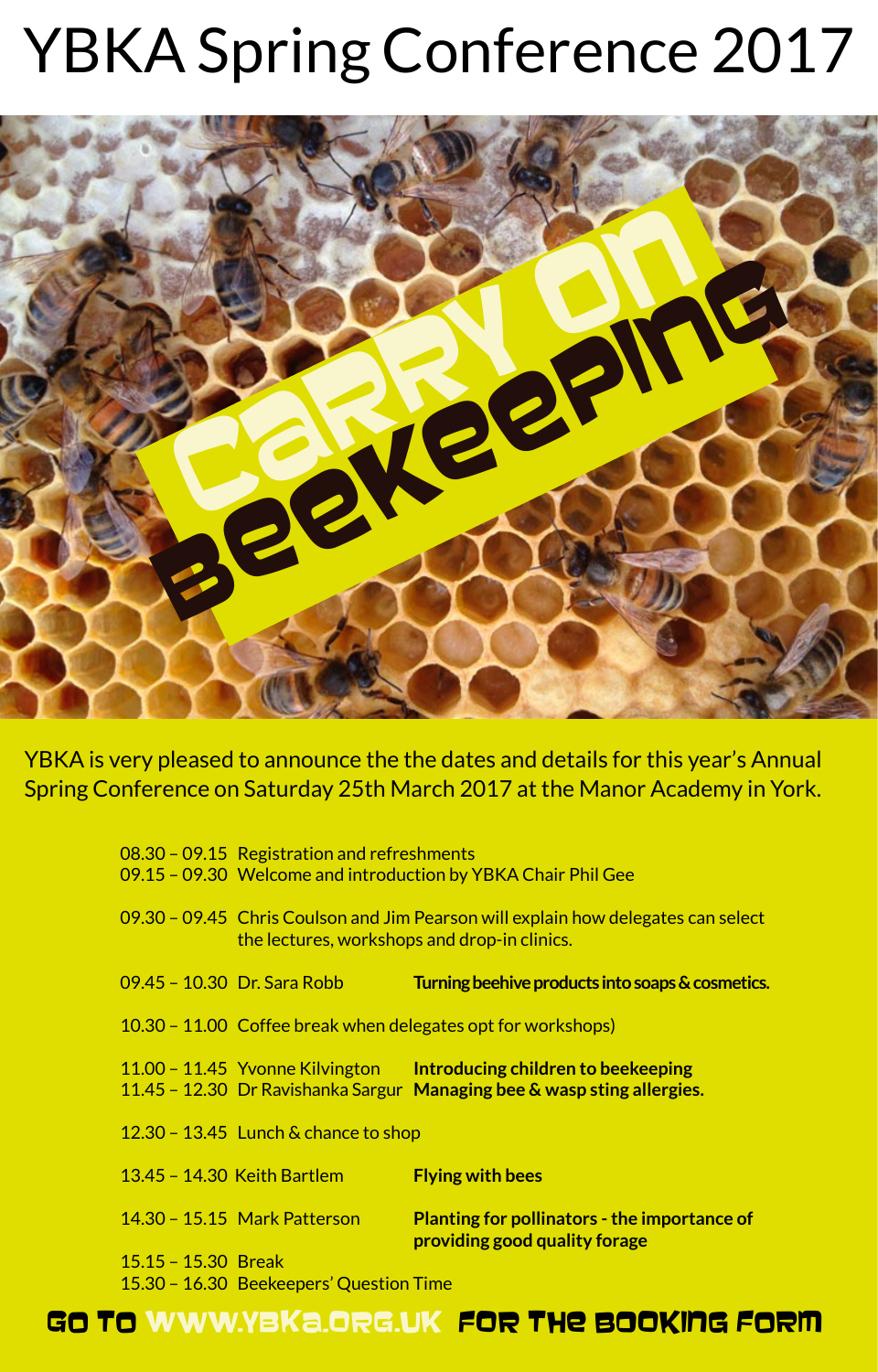# YBKA Spring Conference 2017

Carry on Beekeeping

YBKA is very pleased to announce the the dates and details for this year's Annual Spring Conference on Saturday 25th March 2017 at the Manor Academy in York.

08.30 – 09.15 Registration and refreshments
09.15 – 09.30 Welcome and introduction by YBKA Chair Phil Gee

09.30 – 09.45 Chris Coulson and Jim Pearson will explain how delegates can select the lectures, workshops and drop-in clinics.

09.45 – 10.30 Dr. Sara Robb **Turning beehive products into soaps & cosmetics.**

10.30 – 11.00 Coffee break when delegates opt for workshops)

11.00 – 11.45 Yvonne Kilvington **Introducing children to beekeeping**
11.45 – 12.30 Dr Ravishanka Sargur **Managing bee & wasp sting allergies.**

12.30 – 13.45 Lunch & chance to shop

13.45 – 14.30 Keith Bartlem **Flying with bees**

14.30 – 15.15 Mark Patterson **Planting for pollinators - the importance of providing good quality forage**

15.15 – 15.30 Break
15.30 – 16.30 Beekeepers' Question Time

**Go to www.ybka.org.uk for the booking form**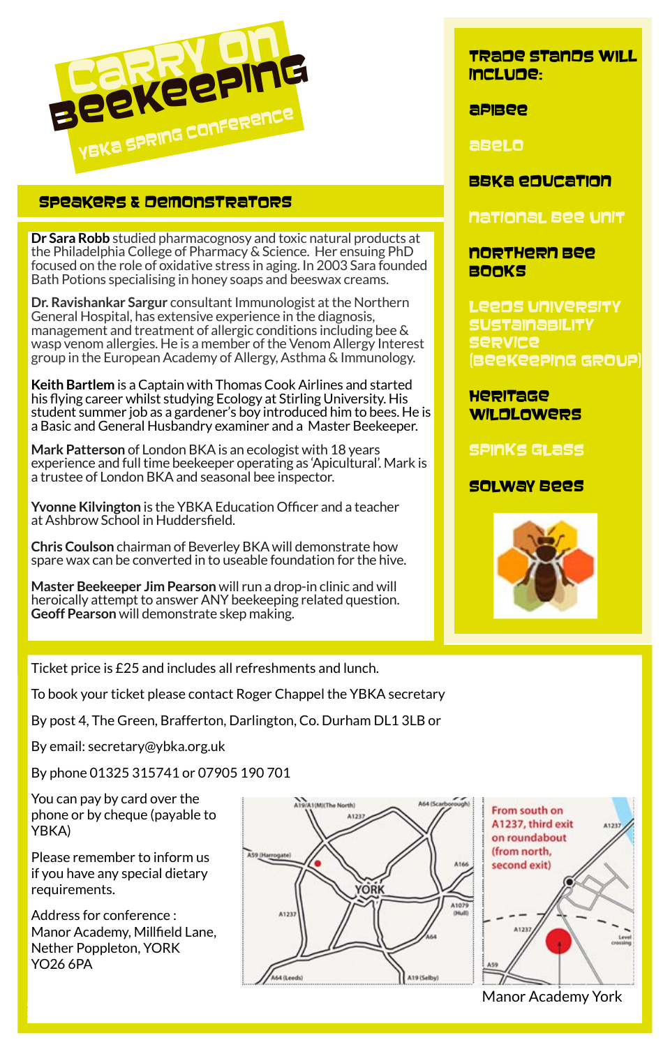# Carry On Beekeeping

## YBKA Spring Conference

## Speakers & Demonstrators

**Dr Sara Robb** studied pharmacognosy and toxic natural products at the Philadelphia College of Pharmacy & Science. Her ensuing PhD focused on the role of oxidative stress in aging. In 2003 Sara founded Bath Potions specialising in honey soaps and beeswax creams.

**Dr. Ravishankar Sargur** consultant Immunologist at the Northern General Hospital, has extensive experience in the diagnosis, management and treatment of allergic conditions including bee & wasp venom allergies. He is a member of the Venom Allergy Interest group in the European Academy of Allergy, Asthma & Immunology.

**Keith Bartlem** is a Captain with Thomas Cook Airlines and started his flying career whilst studying Ecology at Stirling University. His student summer job as a gardener's boy introduced him to bees. He is a Basic and General Husbandry examiner and a Master Beekeeper.

**Mark Patterson** of London BKA is an ecologist with 18 years experience and full time beekeeper operating as 'Apicultural'. Mark is a trustee of London BKA and seasonal bee inspector.

**Yvonne Kilvington** is the YBKA Education Officer and a teacher at Ashbrow School in Huddersfield.

**Chris Coulson** chairman of Beverley BKA will demonstrate how spare wax can be converted in to useable foundation for the hive.

**Master Beekeeper Jim Pearson** will run a drop-in clinic and will heroically attempt to answer ANY beekeeping related question.
**Geoff Pearson** will demonstrate skep making.

## Trade stands will include:

- Apibee
- Abelo
- BBKA Education
- National Bee Unit
- Northern Bee Books
- Leeds University Sustainability Service (Beekeeping Group)
- Heritage Wildlowers
- Spinks Glass
- Solway Bees

Ticket price is £25 and includes all refreshments and lunch.

To book your ticket please contact Roger Chappel the YBKA secretary

By post 4, The Green, Brafferton, Darlington, Co. Durham DL1 3LB or

By email: secretary@ybka.org.uk

By phone 01325 315741 or 07905 190 701

You can pay by card over the phone or by cheque (payable to YBKA)

Please remember to inform us if you have any special dietary requirements.

Address for conference :
Manor Academy, Millfield Lane,
Nether Poppleton, YORK
YO26 6PA

From south on A1237, third exit on roundabout (from north, second exit)

Manor Academy York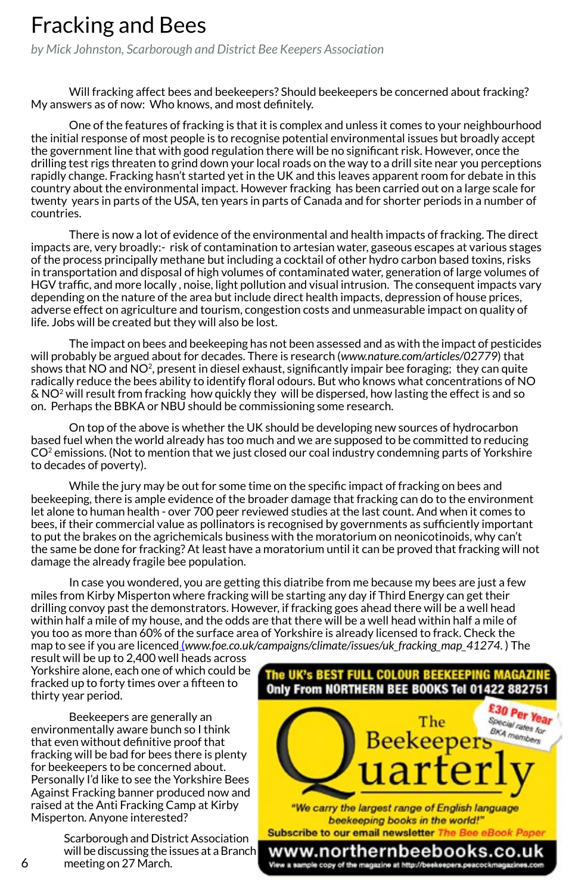# Fracking and Bees

*by Mick Johnston, Scarborough and District Bee Keepers Association*

Will fracking affect bees and beekeepers? Should beekeepers be concerned about fracking? My answers as of now: Who knows, and most definitely.

One of the features of fracking is that it is complex and unless it comes to your neighbourhood the initial response of most people is to recognise potential environmental issues but broadly accept the government line that with good regulation there will be no significant risk. However, once the drilling test rigs threaten to grind down your local roads on the way to a drill site near you perceptions rapidly change. Fracking hasn't started yet in the UK and this leaves apparent room for debate in this country about the environmental impact. However fracking has been carried out on a large scale for twenty years in parts of the USA, ten years in parts of Canada and for shorter periods in a number of countries.

There is now a lot of evidence of the environmental and health impacts of fracking. The direct impacts are, very broadly:- risk of contamination to artesian water, gaseous escapes at various stages of the process principally methane but including a cocktail of other hydro carbon based toxins, risks in transportation and disposal of high volumes of contaminated water, generation of large volumes of HGV traffic, and more locally , noise, light pollution and visual intrusion. The consequent impacts vary depending on the nature of the area but include direct health impacts, depression of house prices, adverse effect on agriculture and tourism, congestion costs and unmeasurable impact on quality of life. Jobs will be created but they will also be lost.

The impact on bees and beekeeping has not been assessed and as with the impact of pesticides will probably be argued about for decades. There is research (*www.nature.com/articles/02779*) that shows that NO and $NO^2$, present in diesel exhaust, significantly impair bee foraging; they can quite radically reduce the bees ability to identify floral odours. But who knows what concentrations of NO & $NO^2$ will result from fracking how quickly they will be dispersed, how lasting the effect is and so on. Perhaps the BBKA or NBU should be commissioning some research.

On top of the above is whether the UK should be developing new sources of hydrocarbon based fuel when the world already has too much and we are supposed to be committed to reducing $CO^2$ emissions. (Not to mention that we just closed our coal industry condemning parts of Yorkshire to decades of poverty).

While the jury may be out for some time on the specific impact of fracking on bees and beekeeping, there is ample evidence of the broader damage that fracking can do to the environment let alone to human health - over 700 peer reviewed studies at the last count. And when it comes to bees, if their commercial value as pollinators is recognised by governments as sufficiently important to put the brakes on the agrichemicals business with the moratorium on neonicotinoids, why can't the same be done for fracking? At least have a moratorium until it can be proved that fracking will not damage the already fragile bee population.

In case you wondered, you are getting this diatribe from me because my bees are just a few miles from Kirby Misperton where fracking will be starting any day if Third Energy can get their drilling convoy past the demonstrators. However, if fracking goes ahead there will be a well head within half a mile of my house, and the odds are that there will be a well head within half a mile of you too as more than 60% of the surface area of Yorkshire is already licensed to frack. Check the map to see if you are licenced (*www.foe.co.uk/campaigns/climate/issues/uk_fracking_map_41274.*) The result will be up to 2,400 well heads across Yorkshire alone, each one of which could be fracked up to forty times over a fifteen to thirty year period.

Beekeepers are generally an environmentally aware bunch so I think that even without definitive proof that fracking will be bad for bees there is plenty for beekeepers to be concerned about. Personally I'd like to see the Yorkshire Bees Against Fracking banner produced now and raised at the Anti Fracking Camp at Kirby Misperton. Anyone interested?

Scarborough and District Association will be discussing the issues at a Branch meeting on 27 March.

**The UK's BEST FULL COLOUR BEEKEEPING MAGAZINE**
**Only From NORTHERN BEE BOOKS Tel 01422 882751**

The Beekeepers Quarterly

£30 Per Year — Special rates for BKA members

"We carry the largest range of English language beekeeping books in the world!"

Subscribe to our email newsletter *The Bee eBook Paper*

**www.northernbeebooks.co.uk**

View a sample copy of the magazine at http://beekeepers.peacockmagazines.com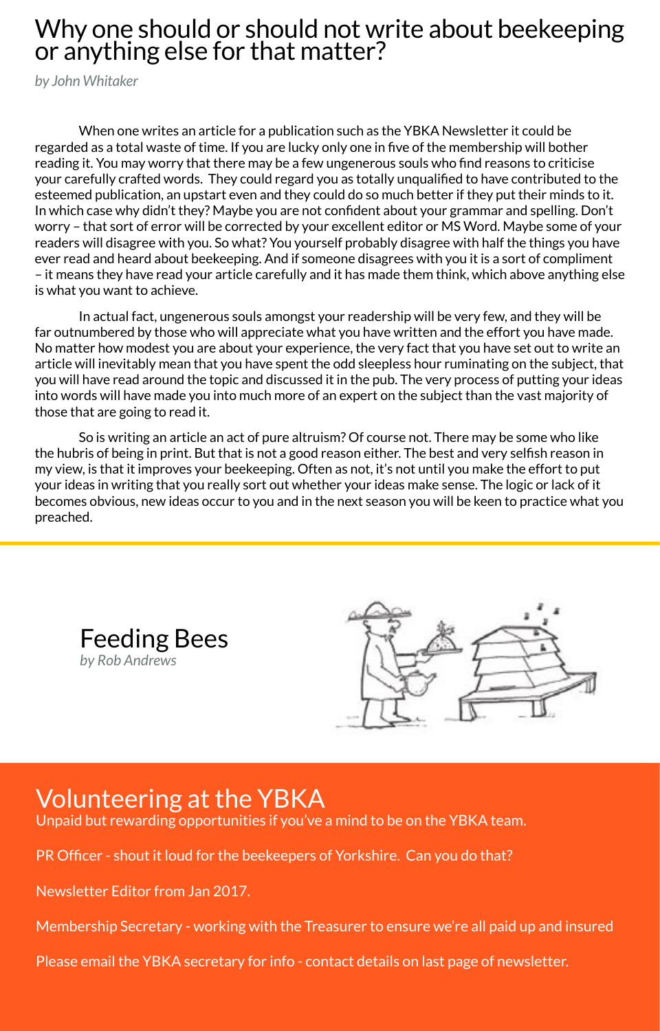# Why one should or should not write about beekeeping or anything else for that matter?

*by John Whitaker*

When one writes an article for a publication such as the YBKA Newsletter it could be regarded as a total waste of time. If you are lucky only one in five of the membership will bother reading it. You may worry that there may be a few ungenerous souls who find reasons to criticise your carefully crafted words. They could regard you as totally unqualified to have contributed to the esteemed publication, an upstart even and they could do so much better if they put their minds to it. In which case why didn't they? Maybe you are not confident about your grammar and spelling. Don't worry – that sort of error will be corrected by your excellent editor or MS Word. Maybe some of your readers will disagree with you. So what? You yourself probably disagree with half the things you have ever read and heard about beekeeping. And if someone disagrees with you it is a sort of compliment – it means they have read your article carefully and it has made them think, which above anything else is what you want to achieve.

In actual fact, ungenerous souls amongst your readership will be very few, and they will be far outnumbered by those who will appreciate what you have written and the effort you have made. No matter how modest you are about your experience, the very fact that you have set out to write an article will inevitably mean that you have spent the odd sleepless hour ruminating on the subject, that you will have read around the topic and discussed it in the pub. The very process of putting your ideas into words will have made you into much more of an expert on the subject than the vast majority of those that are going to read it.

So is writing an article an act of pure altruism? Of course not. There may be some who like the hubris of being in print. But that is not a good reason either. The best and very selfish reason in my view, is that it improves your beekeeping. Often as not, it's not until you make the effort to put your ideas in writing that you really sort out whether your ideas make sense. The logic or lack of it becomes obvious, new ideas occur to you and in the next season you will be keen to practice what you preached.

---

# Feeding Bees

*by Rob Andrews*

---

# Volunteering at the YBKA

Unpaid but rewarding opportunities if you've a mind to be on the YBKA team.

PR Officer - shout it loud for the beekeepers of Yorkshire. Can you do that?

Newsletter Editor from Jan 2017.

Membership Secretary - working with the Treasurer to ensure we're all paid up and insured

Please email the YBKA secretary for info - contact details on last page of newsletter.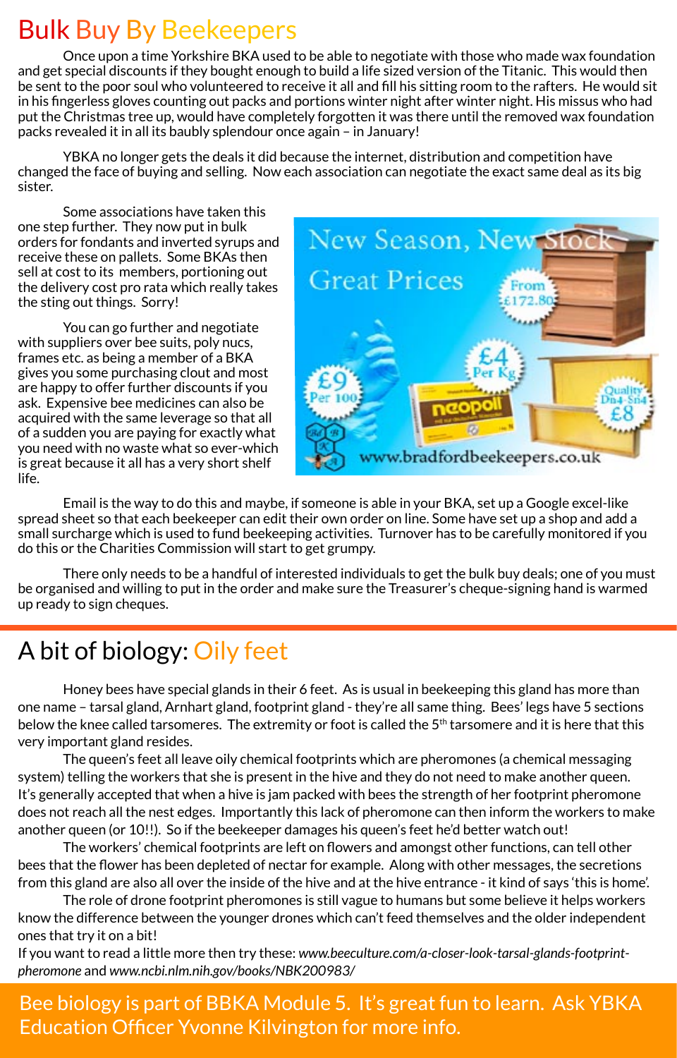# Bulk Buy By Beekeepers

Once upon a time Yorkshire BKA used to be able to negotiate with those who made wax foundation and get special discounts if they bought enough to build a life sized version of the Titanic. This would then be sent to the poor soul who volunteered to receive it all and fill his sitting room to the rafters. He would sit in his fingerless gloves counting out packs and portions winter night after winter night. His missus who had put the Christmas tree up, would have completely forgotten it was there until the removed wax foundation packs revealed it in all its baubly splendour once again – in January!

YBKA no longer gets the deals it did because the internet, distribution and competition have changed the face of buying and selling. Now each association can negotiate the exact same deal as its big sister.

Some associations have taken this one step further. They now put in bulk orders for fondants and inverted syrups and receive these on pallets. Some BKAs then sell at cost to its members, portioning out the delivery cost pro rata which really takes the sting out things. Sorry!

You can go further and negotiate with suppliers over bee suits, poly nucs, frames etc. as being a member of a BKA gives you some purchasing clout and most are happy to offer further discounts if you ask. Expensive bee medicines can also be acquired with the same leverage so that all of a sudden you are paying for exactly what you need with no waste what so ever-which is great because it all has a very short shelf life.

New Season, New Stock
Great Prices
From £172.80
£9 Per 100
£4 Per Kg
Quality Dn4-Sn4 £8
www.bradfordbeekeepers.co.uk

Email is the way to do this and maybe, if someone is able in your BKA, set up a Google excel-like spread sheet so that each beekeeper can edit their own order on line. Some have set up a shop and add a small surcharge which is used to fund beekeeping activities. Turnover has to be carefully monitored if you do this or the Charities Commission will start to get grumpy.

There only needs to be a handful of interested individuals to get the bulk buy deals; one of you must be organised and willing to put in the order and make sure the Treasurer's cheque-signing hand is warmed up ready to sign cheques.

# A bit of biology: Oily feet

Honey bees have special glands in their 6 feet. As is usual in beekeeping this gland has more than one name – tarsal gland, Arnhart gland, footprint gland - they're all same thing. Bees' legs have 5 sections below the knee called tarsomeres. The extremity or foot is called the 5th tarsomere and it is here that this very important gland resides.

The queen's feet all leave oily chemical footprints which are pheromones (a chemical messaging system) telling the workers that she is present in the hive and they do not need to make another queen. It's generally accepted that when a hive is jam packed with bees the strength of her footprint pheromone does not reach all the nest edges. Importantly this lack of pheromone can then inform the workers to make another queen (or 10!!). So if the beekeeper damages his queen's feet he'd better watch out!

The workers' chemical footprints are left on flowers and amongst other functions, can tell other bees that the flower has been depleted of nectar for example. Along with other messages, the secretions from this gland are also all over the inside of the hive and at the hive entrance - it kind of says 'this is home'.

The role of drone footprint pheromones is still vague to humans but some believe it helps workers know the difference between the younger drones which can't feed themselves and the older independent ones that try it on a bit!

If you want to read a little more then try these: *www.beeculture.com/a-closer-look-tarsal-glands-footprint-pheromone* and *www.ncbi.nlm.nih.gov/books/NBK200983/*

Bee biology is part of BBKA Module 5. It's great fun to learn. Ask YBKA Education Officer Yvonne Kilvington for more info.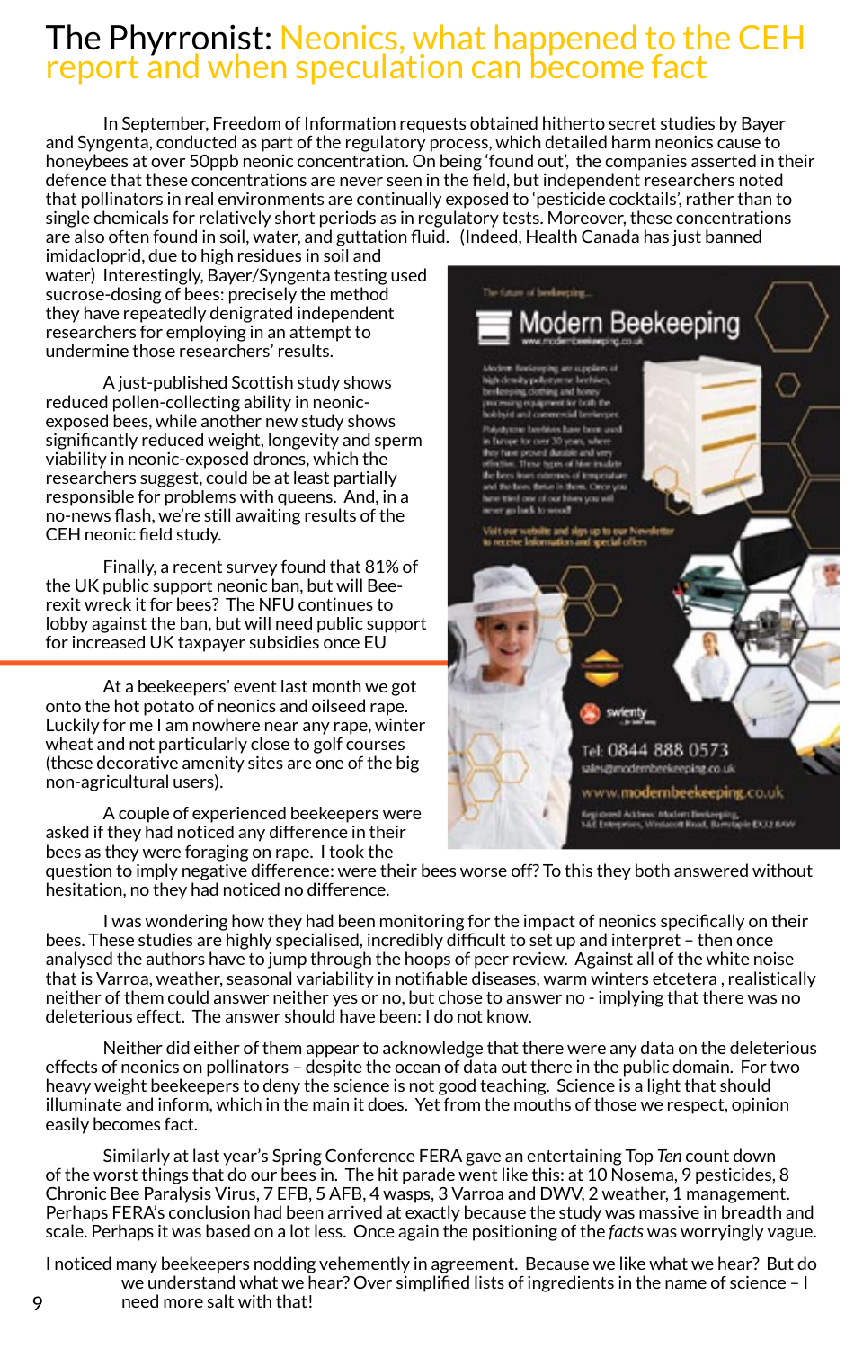# The Phyrronist: Neonics, what happened to the CEH report and when speculation can become fact

In September, Freedom of Information requests obtained hitherto secret studies by Bayer and Syngenta, conducted as part of the regulatory process, which detailed harm neonics cause to honeybees at over 50ppb neonic concentration. On being 'found out', the companies asserted in their defence that these concentrations are never seen in the field, but independent researchers noted that pollinators in real environments are continually exposed to 'pesticide cocktails', rather than to single chemicals for relatively short periods as in regulatory tests. Moreover, these concentrations are also often found in soil, water, and guttation fluid. (Indeed, Health Canada has just banned imidacloprid, due to high residues in soil and water) Interestingly, Bayer/Syngenta testing used sucrose-dosing of bees: precisely the method they have repeatedly denigrated independent researchers for employing in an attempt to undermine those researchers' results.

A just-published Scottish study shows reduced pollen-collecting ability in neonic-exposed bees, while another new study shows significantly reduced weight, longevity and sperm viability in neonic-exposed drones, which the researchers suggest, could be at least partially responsible for problems with queens. And, in a no-news flash, we're still awaiting results of the CEH neonic field study.

Finally, a recent survey found that 81% of the UK public support neonic ban, but will Bee-rexit wreck it for bees? The NFU continues to lobby against the ban, but will need public support for increased UK taxpayer subsidies once EU

At a beekeepers' event last month we got onto the hot potato of neonics and oilseed rape. Luckily for me I am nowhere near any rape, winter wheat and not particularly close to golf courses (these decorative amenity sites are one of the big non-agricultural users).

A couple of experienced beekeepers were asked if they had noticed any difference in their bees as they were foraging on rape. I took the question to imply negative difference: were their bees worse off? To this they both answered without hesitation, no they had noticed no difference.

I was wondering how they had been monitoring for the impact of neonics specifically on their bees. These studies are highly specialised, incredibly difficult to set up and interpret – then once analysed the authors have to jump through the hoops of peer review. Against all of the white noise that is Varroa, weather, seasonal variability in notifiable diseases, warm winters etcetera , realistically neither of them could answer neither yes or no, but chose to answer no - implying that there was no deleterious effect. The answer should have been: I do not know.

Neither did either of them appear to acknowledge that there were any data on the deleterious effects of neonics on pollinators – despite the ocean of data out there in the public domain. For two heavy weight beekeepers to deny the science is not good teaching. Science is a light that should illuminate and inform, which in the main it does. Yet from the mouths of those we respect, opinion easily becomes fact.

Similarly at last year's Spring Conference FERA gave an entertaining Top *Ten* count down of the worst things that do our bees in. The hit parade went like this: at 10 Nosema, 9 pesticides, 8 Chronic Bee Paralysis Virus, 7 EFB, 5 AFB, 4 wasps, 3 Varroa and DWV, 2 weather, 1 management. Perhaps FERA's conclusion had been arrived at exactly because the study was massive in breadth and scale. Perhaps it was based on a lot less. Once again the positioning of the *facts* was worryingly vague.

I noticed many beekeepers nodding vehemently in agreement. Because we like what we hear? But do we understand what we hear? Over simplified lists of ingredients in the name of science – I need more salt with that!

The future of beekeeping...

**Modern Beekeeping**
www.modernbeekeeping.co.uk

Modern Beekeeping are suppliers of high density polystyrene beehives, beekeeping clothing and honey processing equipment for both the hobbyist and commercial beekeeper.

Polystyrene beehives have been used in Europe for over 30 years, where they have proved durable and very effective. These types of hive insulate the bees from extremes of temperature and the lives thrive in them. Once you have tried one of our hives you will never go back to wood!

Visit our website and sign up to our Newsletter to receive information and special offers

Tel: 0844 888 0573
sales@modernbeekeeping.co.uk
www.modernbeekeeping.co.uk

Registered Address: Modern Beekeeping, S&E Enterprises, Westacott Road, Barnstaple EX32 8AW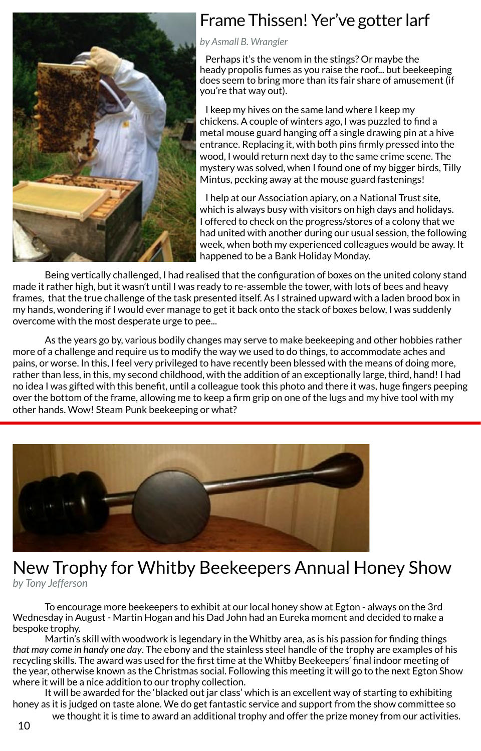# Frame Thissen! Yer've gotter larf

*by Asmall B. Wrangler*

Perhaps it's the venom in the stings? Or maybe the heady propolis fumes as you raise the roof... but beekeeping does seem to bring more than its fair share of amusement (if you're that way out).

I keep my hives on the same land where I keep my chickens. A couple of winters ago, I was puzzled to find a metal mouse guard hanging off a single drawing pin at a hive entrance. Replacing it, with both pins firmly pressed into the wood, I would return next day to the same crime scene. The mystery was solved, when I found one of my bigger birds, Tilly Mintus, pecking away at the mouse guard fastenings!

I help at our Association apiary, on a National Trust site, which is always busy with visitors on high days and holidays. I offered to check on the progress/stores of a colony that we had united with another during our usual session, the following week, when both my experienced colleagues would be away. It happened to be a Bank Holiday Monday.

Being vertically challenged, I had realised that the configuration of boxes on the united colony stand made it rather high, but it wasn't until I was ready to re-assemble the tower, with lots of bees and heavy frames, that the true challenge of the task presented itself. As I strained upward with a laden brood box in my hands, wondering if I would ever manage to get it back onto the stack of boxes below, I was suddenly overcome with the most desperate urge to pee...

As the years go by, various bodily changes may serve to make beekeeping and other hobbies rather more of a challenge and require us to modify the way we used to do things, to accommodate aches and pains, or worse. In this, I feel very privileged to have recently been blessed with the means of doing more, rather than less, in this, my second childhood, with the addition of an exceptionally large, third, hand! I had no idea I was gifted with this benefit, until a colleague took this photo and there it was, huge fingers peeping over the bottom of the frame, allowing me to keep a firm grip on one of the lugs and my hive tool with my other hands. Wow! Steam Punk beekeeping or what?

---

# New Trophy for Whitby Beekeepers Annual Honey Show

*by Tony Jefferson*

To encourage more beekeepers to exhibit at our local honey show at Egton - always on the 3rd Wednesday in August - Martin Hogan and his Dad John had an Eureka moment and decided to make a bespoke trophy.

Martin's skill with woodwork is legendary in the Whitby area, as is his passion for finding things *that may come in handy one day*. The ebony and the stainless steel handle of the trophy are examples of his recycling skills. The award was used for the first time at the Whitby Beekeepers' final indoor meeting of the year, otherwise known as the Christmas social. Following this meeting it will go to the next Egton Show where it will be a nice addition to our trophy collection.

It will be awarded for the 'blacked out jar class' which is an excellent way of starting to exhibiting honey as it is judged on taste alone. We do get fantastic service and support from the show committee so we thought it is time to award an additional trophy and offer the prize money from our activities.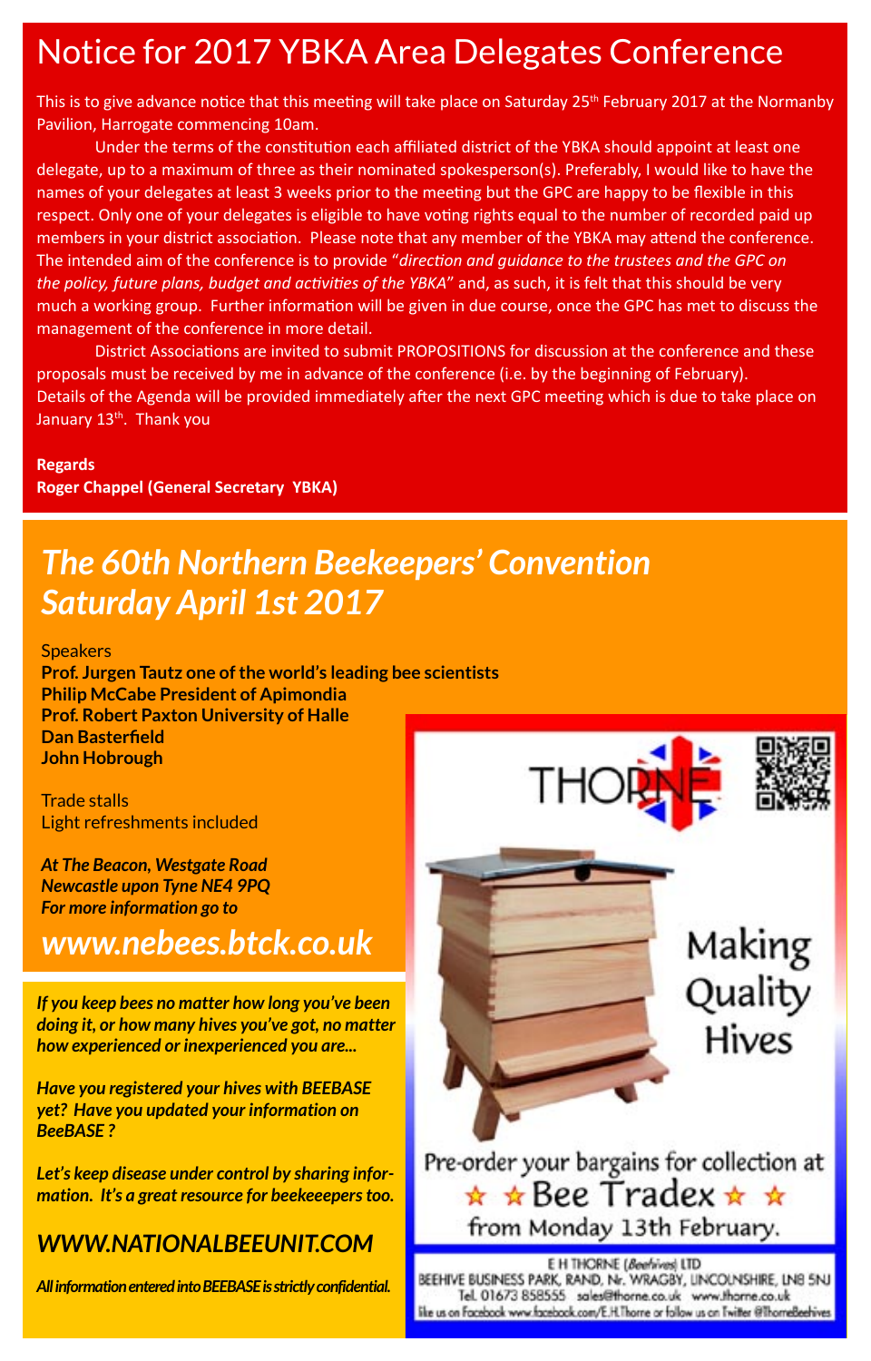# Notice for 2017 YBKA Area Delegates Conference

This is to give advance notice that this meeting will take place on Saturday 25th February 2017 at the Normanby Pavilion, Harrogate commencing 10am.

Under the terms of the constitution each affiliated district of the YBKA should appoint at least one delegate, up to a maximum of three as their nominated spokesperson(s). Preferably, I would like to have the names of your delegates at least 3 weeks prior to the meeting but the GPC are happy to be flexible in this respect. Only one of your delegates is eligible to have voting rights equal to the number of recorded paid up members in your district association. Please note that any member of the YBKA may attend the conference. The intended aim of the conference is to provide "*direction and guidance to the trustees and the GPC on the policy, future plans, budget and activities of the YBKA*" and, as such, it is felt that this should be very much a working group. Further information will be given in due course, once the GPC has met to discuss the management of the conference in more detail.

District Associations are invited to submit PROPOSITIONS for discussion at the conference and these proposals must be received by me in advance of the conference (i.e. by the beginning of February). Details of the Agenda will be provided immediately after the next GPC meeting which is due to take place on January 13th. Thank you

**Regards**
**Roger Chappel (General Secretary YBKA)**

## *The 60th Northern Beekeepers' Convention Saturday April 1st 2017*

Speakers
**Prof. Jurgen Tautz one of the world's leading bee scientists**
**Philip McCabe President of Apimondia**
**Prof. Robert Paxton University of Halle**
**Dan Basterfield**
**John Hobrough**

Trade stalls
Light refreshments included

***At The Beacon, Westgate Road***
***Newcastle upon Tyne NE4 9PQ***
***For more information go to***

## *www.nebees.btck.co.uk*

***If you keep bees no matter how long you've been doing it, or how many hives you've got, no matter how experienced or inexperienced you are...***

***Have you registered your hives with BEEBASE yet? Have you updated your information on BeeBASE ?***

***Let's keep disease under control by sharing information. It's a great resource for beekeeepers too.***

## *WWW.NATIONALBEEUNIT.COM*

***All information entered into BEEBASE is strictly confidential.***

THORNE

Making Quality Hives

Pre-order your bargains for collection at ☆ ☆ Bee Tradex ☆ ☆ from Monday 13th February.

E H THORNE (*Beehives*) LTD
BEEHIVE BUSINESS PARK, RAND, Nr. WRAGBY, LINCOLNSHIRE, LN8 5NJ
Tel. 01673 858555 sales@thorne.co.uk www.thorne.co.uk
like us on Facebook www.facebook.com/E.H.Thorne or follow us on Twitter @ThorneBeehives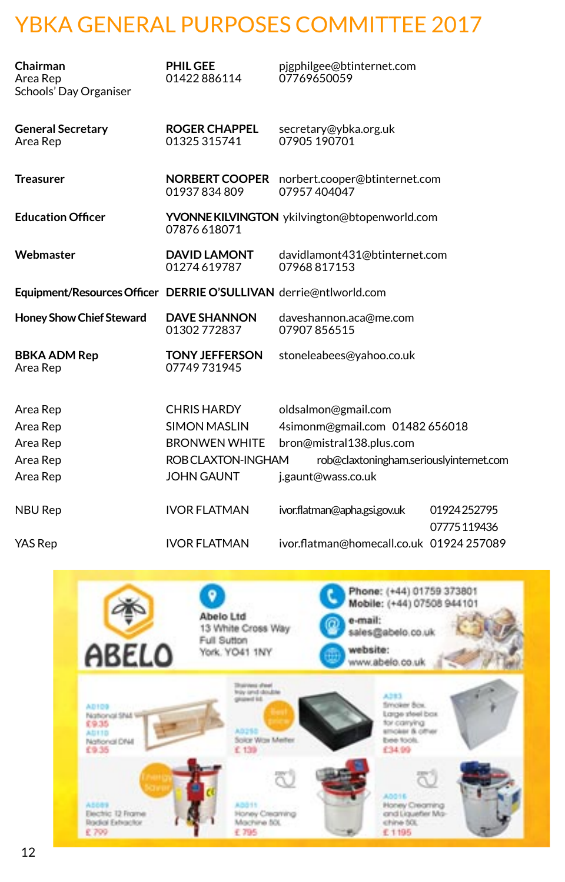# YBKA GENERAL PURPOSES COMMITTEE 2017

| Role | Name / Phone | Contact |
|---|---|---|
| **Chairman**<br>Area Rep<br>Schools' Day Organiser | **PHIL GEE**<br>01422 886114 | pjgphilgee@btinternet.com<br>07769650059 |
| **General Secretary**<br>Area Rep | **ROGER CHAPPEL**<br>01325 315741 | secretary@ybka.org.uk<br>07905 190701 |
| **Treasurer** | **NORBERT COOPER**<br>01937 834 809 | norbert.cooper@btinternet.com<br>07957 404047 |
| **Education Officer** | **YVONNE KILVINGTON**<br>07876 618071 | ykilvington@btopenworld.com |
| **Webmaster** | **DAVID LAMONT**<br>01274 619787 | davidlamont431@btinternet.com<br>07968 817153 |
| **Equipment/Resources Officer** | **DERRIE O'SULLIVAN** | derrie@ntlworld.com |
| **Honey Show Chief Steward** | **DAVE SHANNON**<br>01302 772837 | daveshannon.aca@me.com<br>07907 856515 |
| **BBKA ADM Rep**<br>Area Rep | **TONY JEFFERSON**<br>07749 731945 | stoneleabees@yahoo.co.uk |

| Role | Name | Contact |
|---|---|---|
| Area Rep | CHRIS HARDY | oldsalmon@gmail.com |
| Area Rep | SIMON MASLIN | 4simonm@gmail.com 01482 656018 |
| Area Rep | BRONWEN WHITE | bron@mistral138.plus.com |
| Area Rep | ROB CLAXTON-INGHAM | rob@claxtoningham.seriouslyinternet.com |
| Area Rep | JOHN GAUNT | j.gaunt@wass.co.uk |
| NBU Rep | IVOR FLATMAN | ivor.flatman@apha.gsi.gov.uk 01924 252795<br>07775 119436 |
| YAS Rep | IVOR FLATMAN | ivor.flatman@homecall.co.uk 01924 257089 |

**ABELO**

Abelo Ltd
13 White Cross Way
Full Sutton
York. YO41 1NY

Phone: (+44) 01759 373801
Mobile: (+44) 07508 944101
e-mail: sales@abelo.co.uk
website: www.abelo.co.uk

A0109 National SN4 £9.35
A0110 National DN4 £9.35

Stainless steel tray and double glazed lid
Best price
A0250 Solar Wax Melter £139

A0283 Smoker Box. Large steel box for carrying smoker & other bee tools. £34.99

Energy Saver
A5089 Electric 12 Frame Radial Extractor £799

A0011 Honey Creaming Machine 50L £795

A0016 Honey Creaming and Liquefier Machine 50L £1195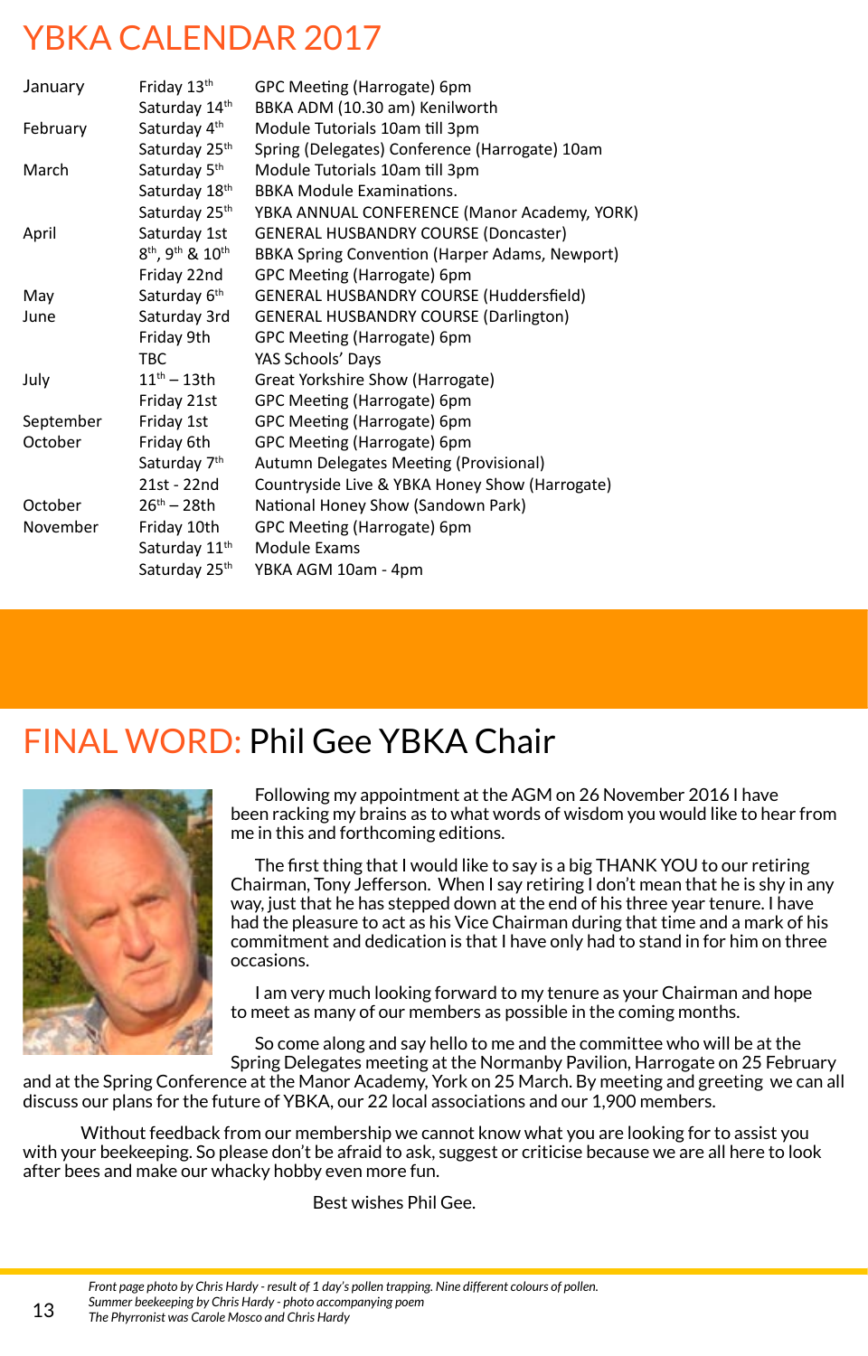# YBKA CALENDAR 2017

| | | |
|---|---|---|
| January | Friday 13th | GPC Meeting (Harrogate) 6pm |
| | Saturday 14th | BBKA ADM (10.30 am) Kenilworth |
| February | Saturday 4th | Module Tutorials 10am till 3pm |
| | Saturday 25th | Spring (Delegates) Conference (Harrogate) 10am |
| March | Saturday 5th | Module Tutorials 10am till 3pm |
| | Saturday 18th | BBKA Module Examinations. |
| | Saturday 25th | YBKA ANNUAL CONFERENCE (Manor Academy, YORK) |
| April | Saturday 1st | GENERAL HUSBANDRY COURSE (Doncaster) |
| | 8th, 9th & 10th | BBKA Spring Convention (Harper Adams, Newport) |
| | Friday 22nd | GPC Meeting (Harrogate) 6pm |
| May | Saturday 6th | GENERAL HUSBANDRY COURSE (Huddersfield) |
| June | Saturday 3rd | GENERAL HUSBANDRY COURSE (Darlington) |
| | Friday 9th | GPC Meeting (Harrogate) 6pm |
| | TBC | YAS Schools' Days |
| July | 11th – 13th | Great Yorkshire Show (Harrogate) |
| | Friday 21st | GPC Meeting (Harrogate) 6pm |
| September | Friday 1st | GPC Meeting (Harrogate) 6pm |
| October | Friday 6th | GPC Meeting (Harrogate) 6pm |
| | Saturday 7th | Autumn Delegates Meeting (Provisional) |
| | 21st - 22nd | Countryside Live & YBKA Honey Show (Harrogate) |
| October | 26th – 28th | National Honey Show (Sandown Park) |
| November | Friday 10th | GPC Meeting (Harrogate) 6pm |
| | Saturday 11th | Module Exams |
| | Saturday 25th | YBKA AGM 10am - 4pm |

# FINAL WORD: Phil Gee YBKA Chair

Following my appointment at the AGM on 26 November 2016 I have been racking my brains as to what words of wisdom you would like to hear from me in this and forthcoming editions.

The first thing that I would like to say is a big THANK YOU to our retiring Chairman, Tony Jefferson. When I say retiring I don't mean that he is shy in any way, just that he has stepped down at the end of his three year tenure. I have had the pleasure to act as his Vice Chairman during that time and a mark of his commitment and dedication is that I have only had to stand in for him on three occasions.

I am very much looking forward to my tenure as your Chairman and hope to meet as many of our members as possible in the coming months.

So come along and say hello to me and the committee who will be at the Spring Delegates meeting at the Normanby Pavilion, Harrogate on 25 February and at the Spring Conference at the Manor Academy, York on 25 March. By meeting and greeting we can all discuss our plans for the future of YBKA, our 22 local associations and our 1,900 members.

Without feedback from our membership we cannot know what you are looking for to assist you with your beekeeping. So please don't be afraid to ask, suggest or criticise because we are all here to look after bees and make our whacky hobby even more fun.

Best wishes Phil Gee.

*Front page photo by Chris Hardy - result of 1 day's pollen trapping. Nine different colours of pollen.*
*Summer beekeeping by Chris Hardy - photo accompanying poem*
*The Phyrronist was Carole Mosco and Chris Hardy*